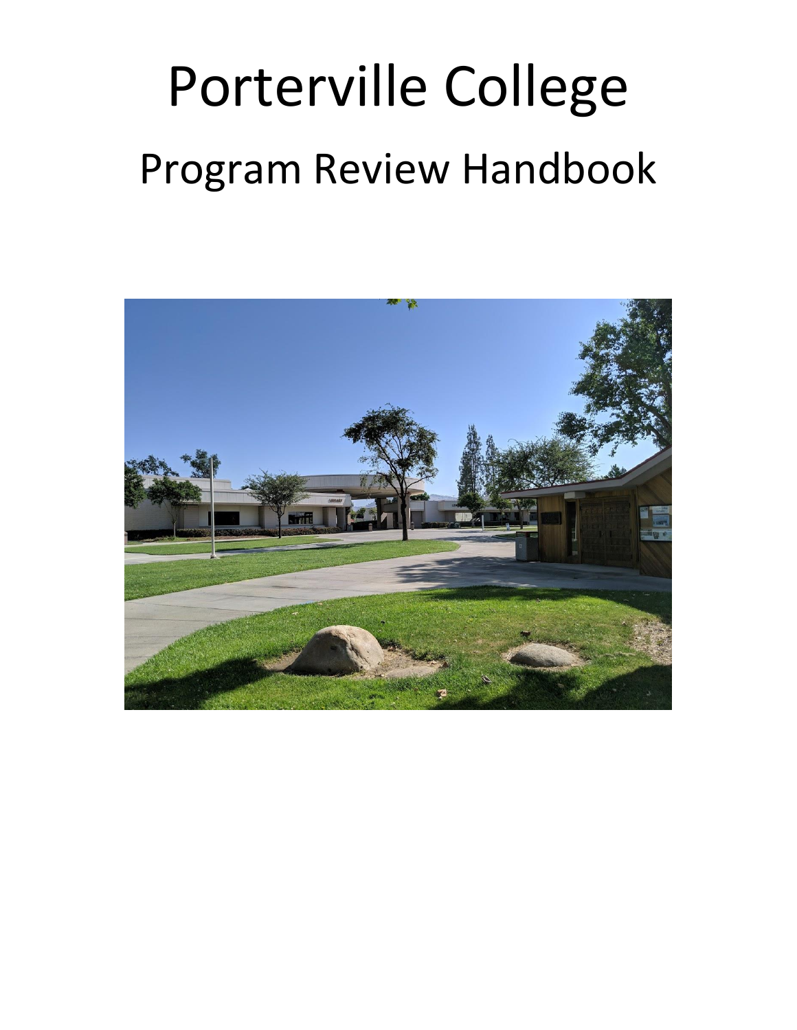# Porterville College

## Program Review Handbook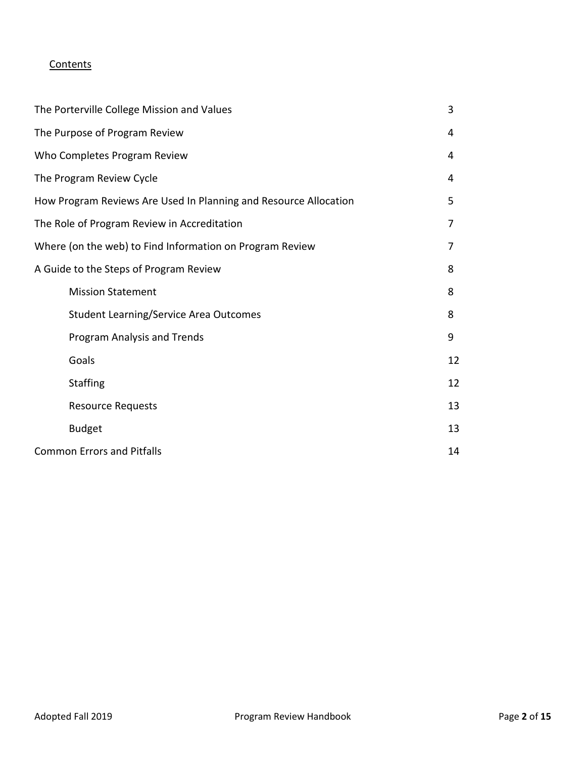## Contents

| | |
|---|---|
| The Porterville College Mission and Values | 3 |
| The Purpose of Program Review | 4 |
| Who Completes Program Review | 4 |
| The Program Review Cycle | 4 |
| How Program Reviews Are Used In Planning and Resource Allocation | 5 |
| The Role of Program Review in Accreditation | 7 |
| Where (on the web) to Find Information on Program Review | 7 |
| A Guide to the Steps of Program Review | 8 |
| &nbsp;&nbsp;&nbsp;&nbsp;Mission Statement | 8 |
| &nbsp;&nbsp;&nbsp;&nbsp;Student Learning/Service Area Outcomes | 8 |
| &nbsp;&nbsp;&nbsp;&nbsp;Program Analysis and Trends | 9 |
| &nbsp;&nbsp;&nbsp;&nbsp;Goals | 12 |
| &nbsp;&nbsp;&nbsp;&nbsp;Staffing | 12 |
| &nbsp;&nbsp;&nbsp;&nbsp;Resource Requests | 13 |
| &nbsp;&nbsp;&nbsp;&nbsp;Budget | 13 |
| Common Errors and Pitfalls | 14 |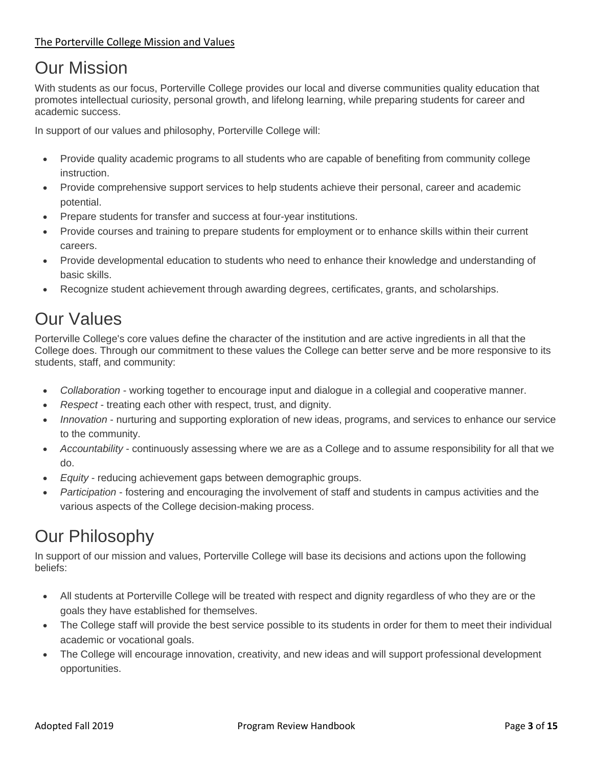The Porterville College Mission and Values

# Our Mission

With students as our focus, Porterville College provides our local and diverse communities quality education that promotes intellectual curiosity, personal growth, and lifelong learning, while preparing students for career and academic success.

In support of our values and philosophy, Porterville College will:

- Provide quality academic programs to all students who are capable of benefiting from community college instruction.
- Provide comprehensive support services to help students achieve their personal, career and academic potential.
- Prepare students for transfer and success at four-year institutions.
- Provide courses and training to prepare students for employment or to enhance skills within their current careers.
- Provide developmental education to students who need to enhance their knowledge and understanding of basic skills.
- Recognize student achievement through awarding degrees, certificates, grants, and scholarships.

# Our Values

Porterville College's core values define the character of the institution and are active ingredients in all that the College does. Through our commitment to these values the College can better serve and be more responsive to its students, staff, and community:

- *Collaboration* - working together to encourage input and dialogue in a collegial and cooperative manner.
- *Respect* - treating each other with respect, trust, and dignity.
- *Innovation* - nurturing and supporting exploration of new ideas, programs, and services to enhance our service to the community.
- *Accountability* - continuously assessing where we are as a College and to assume responsibility for all that we do.
- *Equity* - reducing achievement gaps between demographic groups.
- *Participation* - fostering and encouraging the involvement of staff and students in campus activities and the various aspects of the College decision-making process.

# Our Philosophy

In support of our mission and values, Porterville College will base its decisions and actions upon the following beliefs:

- All students at Porterville College will be treated with respect and dignity regardless of who they are or the goals they have established for themselves.
- The College staff will provide the best service possible to its students in order for them to meet their individual academic or vocational goals.
- The College will encourage innovation, creativity, and new ideas and will support professional development opportunities.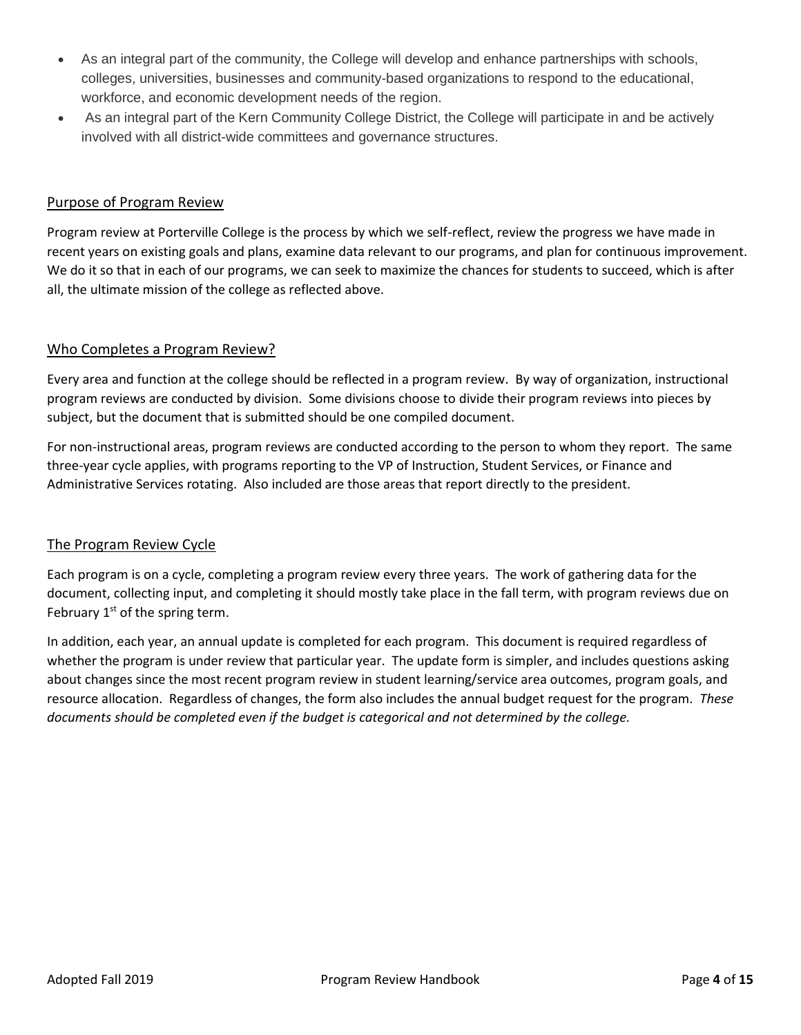- As an integral part of the community, the College will develop and enhance partnerships with schools, colleges, universities, businesses and community-based organizations to respond to the educational, workforce, and economic development needs of the region.
- As an integral part of the Kern Community College District, the College will participate in and be actively involved with all district-wide committees and governance structures.

## Purpose of Program Review

Program review at Porterville College is the process by which we self-reflect, review the progress we have made in recent years on existing goals and plans, examine data relevant to our programs, and plan for continuous improvement. We do it so that in each of our programs, we can seek to maximize the chances for students to succeed, which is after all, the ultimate mission of the college as reflected above.

## Who Completes a Program Review?

Every area and function at the college should be reflected in a program review. By way of organization, instructional program reviews are conducted by division. Some divisions choose to divide their program reviews into pieces by subject, but the document that is submitted should be one compiled document.

For non-instructional areas, program reviews are conducted according to the person to whom they report. The same three-year cycle applies, with programs reporting to the VP of Instruction, Student Services, or Finance and Administrative Services rotating. Also included are those areas that report directly to the president.

## The Program Review Cycle

Each program is on a cycle, completing a program review every three years. The work of gathering data for the document, collecting input, and completing it should mostly take place in the fall term, with program reviews due on February 1st of the spring term.

In addition, each year, an annual update is completed for each program. This document is required regardless of whether the program is under review that particular year. The update form is simpler, and includes questions asking about changes since the most recent program review in student learning/service area outcomes, program goals, and resource allocation. Regardless of changes, the form also includes the annual budget request for the program. *These documents should be completed even if the budget is categorical and not determined by the college.*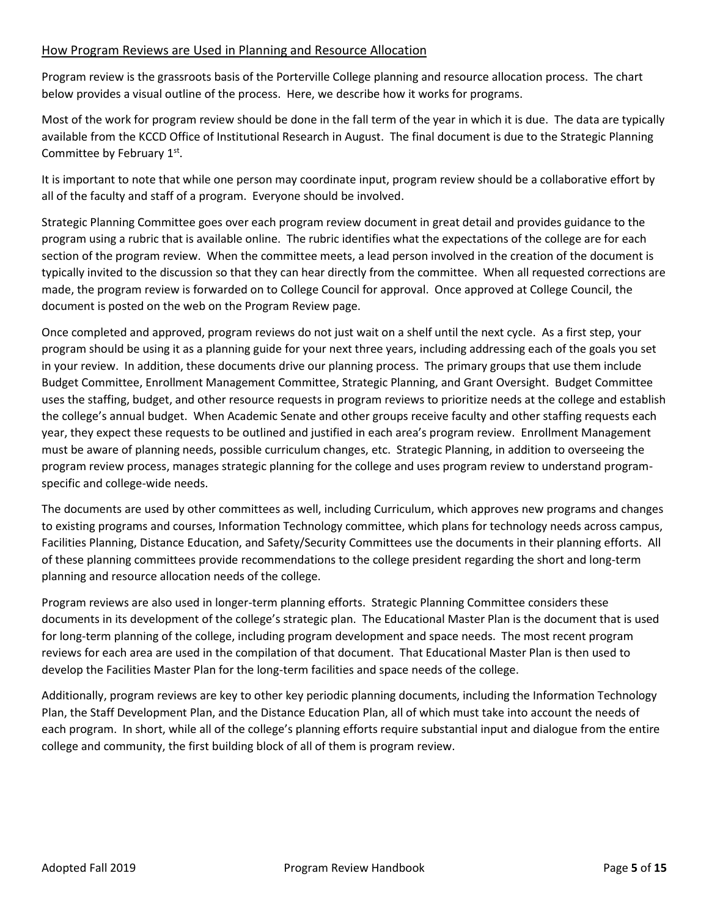## How Program Reviews are Used in Planning and Resource Allocation

Program review is the grassroots basis of the Porterville College planning and resource allocation process. The chart below provides a visual outline of the process. Here, we describe how it works for programs.

Most of the work for program review should be done in the fall term of the year in which it is due. The data are typically available from the KCCD Office of Institutional Research in August. The final document is due to the Strategic Planning Committee by February 1st.

It is important to note that while one person may coordinate input, program review should be a collaborative effort by all of the faculty and staff of a program. Everyone should be involved.

Strategic Planning Committee goes over each program review document in great detail and provides guidance to the program using a rubric that is available online. The rubric identifies what the expectations of the college are for each section of the program review. When the committee meets, a lead person involved in the creation of the document is typically invited to the discussion so that they can hear directly from the committee. When all requested corrections are made, the program review is forwarded on to College Council for approval. Once approved at College Council, the document is posted on the web on the Program Review page.

Once completed and approved, program reviews do not just wait on a shelf until the next cycle. As a first step, your program should be using it as a planning guide for your next three years, including addressing each of the goals you set in your review. In addition, these documents drive our planning process. The primary groups that use them include Budget Committee, Enrollment Management Committee, Strategic Planning, and Grant Oversight. Budget Committee uses the staffing, budget, and other resource requests in program reviews to prioritize needs at the college and establish the college's annual budget. When Academic Senate and other groups receive faculty and other staffing requests each year, they expect these requests to be outlined and justified in each area's program review. Enrollment Management must be aware of planning needs, possible curriculum changes, etc. Strategic Planning, in addition to overseeing the program review process, manages strategic planning for the college and uses program review to understand program-specific and college-wide needs.

The documents are used by other committees as well, including Curriculum, which approves new programs and changes to existing programs and courses, Information Technology committee, which plans for technology needs across campus, Facilities Planning, Distance Education, and Safety/Security Committees use the documents in their planning efforts. All of these planning committees provide recommendations to the college president regarding the short and long-term planning and resource allocation needs of the college.

Program reviews are also used in longer-term planning efforts. Strategic Planning Committee considers these documents in its development of the college's strategic plan. The Educational Master Plan is the document that is used for long-term planning of the college, including program development and space needs. The most recent program reviews for each area are used in the compilation of that document. That Educational Master Plan is then used to develop the Facilities Master Plan for the long-term facilities and space needs of the college.

Additionally, program reviews are key to other key periodic planning documents, including the Information Technology Plan, the Staff Development Plan, and the Distance Education Plan, all of which must take into account the needs of each program. In short, while all of the college's planning efforts require substantial input and dialogue from the entire college and community, the first building block of all of them is program review.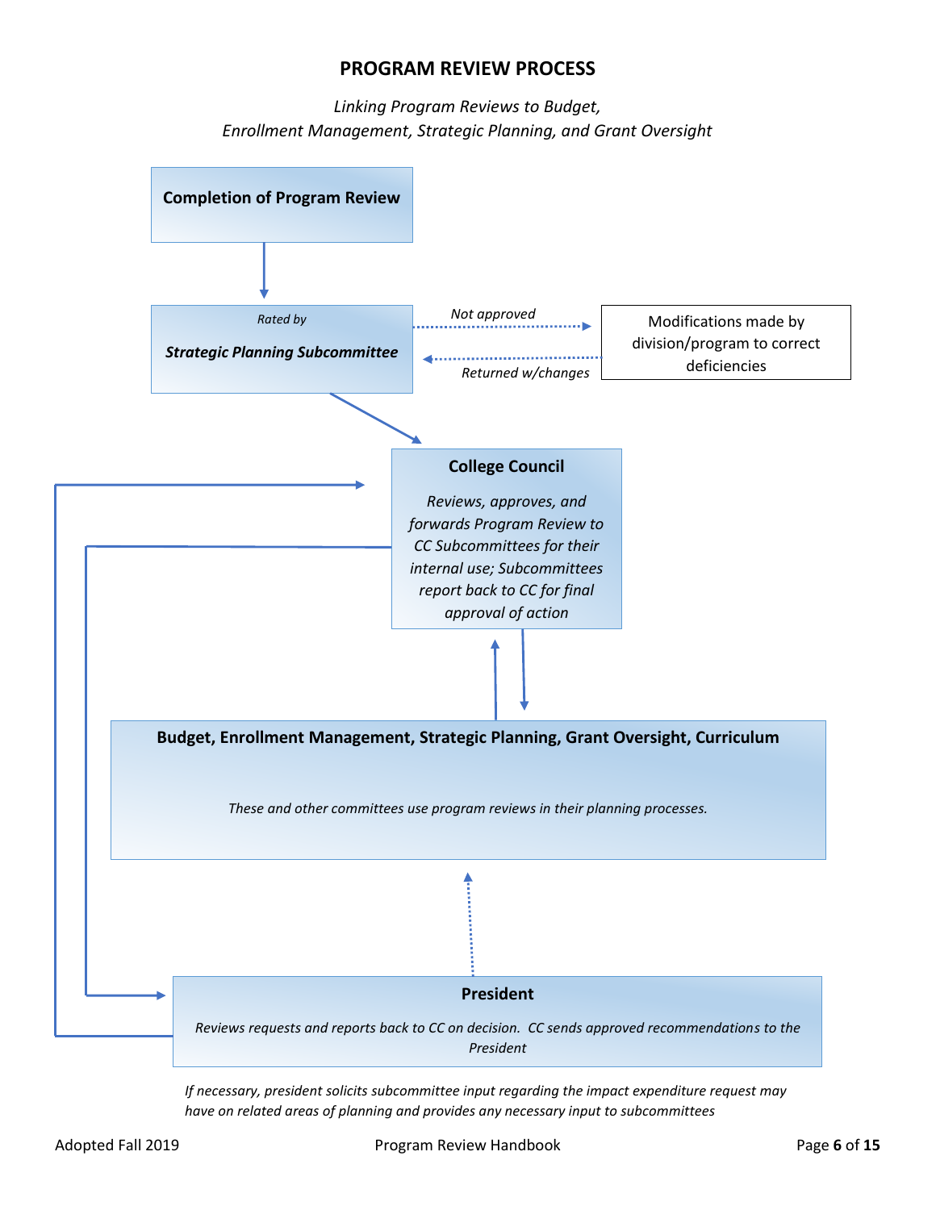# PROGRAM REVIEW PROCESS

*Linking Program Reviews to Budget, Enrollment Management, Strategic Planning, and Grant Oversight*

**Completion of Program Review**

*Rated by*

***Strategic Planning Subcommittee***

*Not approved*

Modifications made by division/program to correct deficiencies

*Returned w/changes*

**College Council**

*Reviews, approves, and forwards Program Review to CC Subcommittees for their internal use; Subcommittees report back to CC for final approval of action*

**Budget, Enrollment Management, Strategic Planning, Grant Oversight, Curriculum**

*These and other committees use program reviews in their planning processes.*

**President**

*Reviews requests and reports back to CC on decision. CC sends approved recommendations to the President*

*If necessary, president solicits subcommittee input regarding the impact expenditure request may have on related areas of planning and provides any necessary input to subcommittees*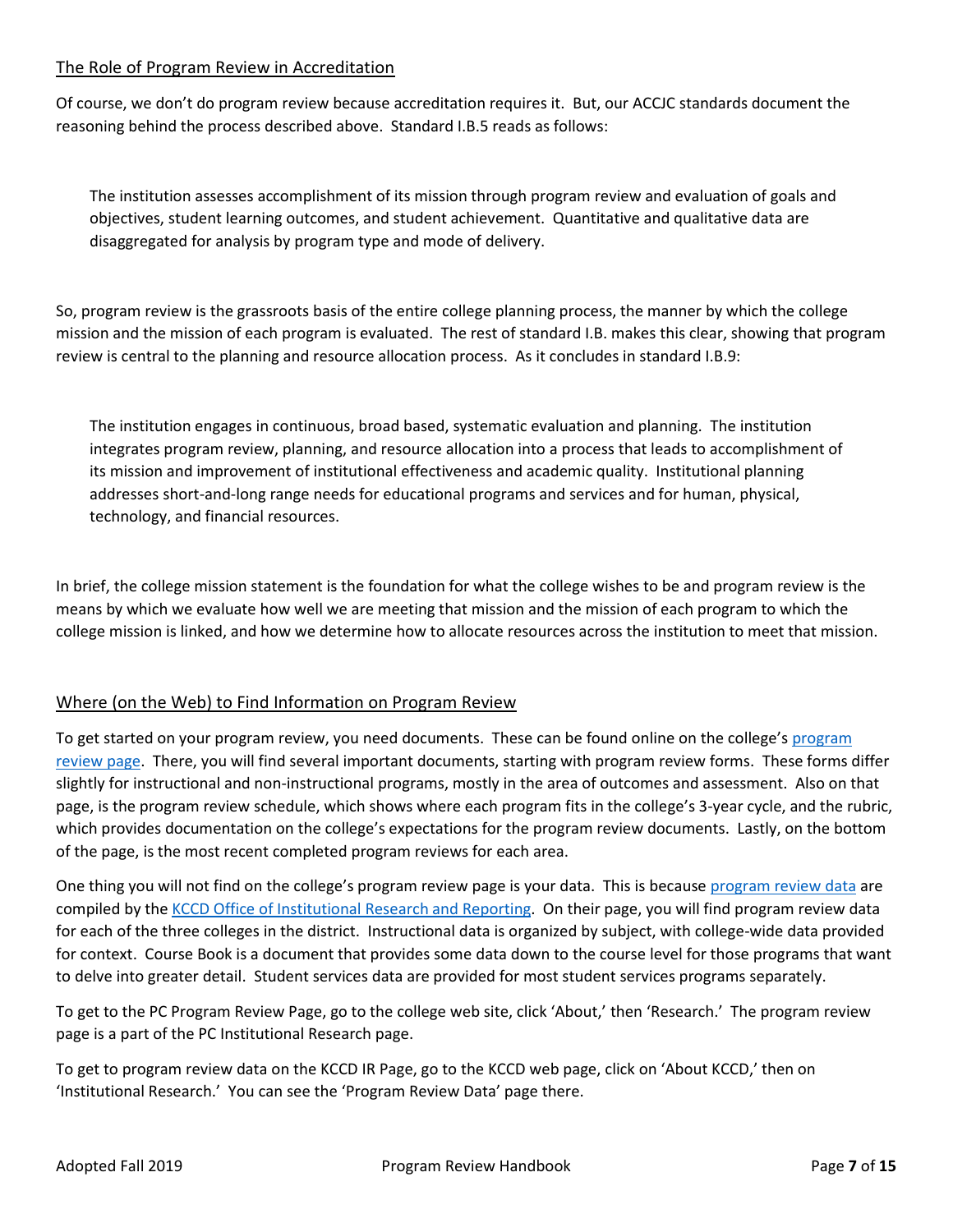## The Role of Program Review in Accreditation

Of course, we don't do program review because accreditation requires it. But, our ACCJC standards document the reasoning behind the process described above. Standard I.B.5 reads as follows:

> The institution assesses accomplishment of its mission through program review and evaluation of goals and objectives, student learning outcomes, and student achievement. Quantitative and qualitative data are disaggregated for analysis by program type and mode of delivery.

So, program review is the grassroots basis of the entire college planning process, the manner by which the college mission and the mission of each program is evaluated. The rest of standard I.B. makes this clear, showing that program review is central to the planning and resource allocation process. As it concludes in standard I.B.9:

> The institution engages in continuous, broad based, systematic evaluation and planning. The institution integrates program review, planning, and resource allocation into a process that leads to accomplishment of its mission and improvement of institutional effectiveness and academic quality. Institutional planning addresses short-and-long range needs for educational programs and services and for human, physical, technology, and financial resources.

In brief, the college mission statement is the foundation for what the college wishes to be and program review is the means by which we evaluate how well we are meeting that mission and the mission of each program to which the college mission is linked, and how we determine how to allocate resources across the institution to meet that mission.

## Where (on the Web) to Find Information on Program Review

To get started on your program review, you need documents. These can be found online on the college's program review page. There, you will find several important documents, starting with program review forms. These forms differ slightly for instructional and non-instructional programs, mostly in the area of outcomes and assessment. Also on that page, is the program review schedule, which shows where each program fits in the college's 3-year cycle, and the rubric, which provides documentation on the college's expectations for the program review documents. Lastly, on the bottom of the page, is the most recent completed program reviews for each area.

One thing you will not find on the college's program review page is your data. This is because program review data are compiled by the KCCD Office of Institutional Research and Reporting. On their page, you will find program review data for each of the three colleges in the district. Instructional data is organized by subject, with college-wide data provided for context. Course Book is a document that provides some data down to the course level for those programs that want to delve into greater detail. Student services data are provided for most student services programs separately.

To get to the PC Program Review Page, go to the college web site, click 'About,' then 'Research.' The program review page is a part of the PC Institutional Research page.

To get to program review data on the KCCD IR Page, go to the KCCD web page, click on 'About KCCD,' then on 'Institutional Research.' You can see the 'Program Review Data' page there.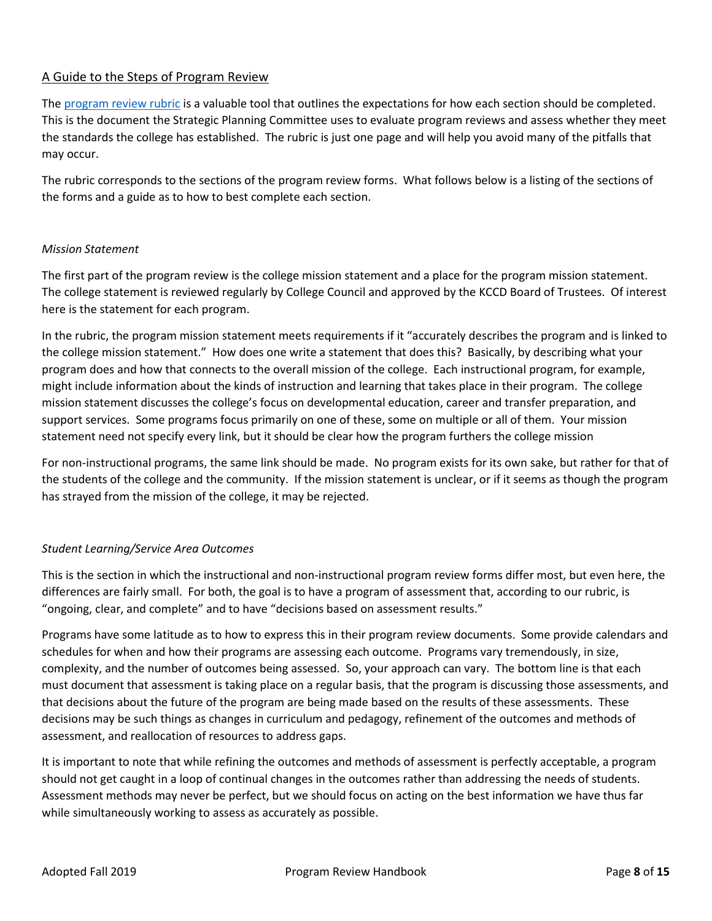## A Guide to the Steps of Program Review

The [program review rubric] is a valuable tool that outlines the expectations for how each section should be completed. This is the document the Strategic Planning Committee uses to evaluate program reviews and assess whether they meet the standards the college has established. The rubric is just one page and will help you avoid many of the pitfalls that may occur.

The rubric corresponds to the sections of the program review forms. What follows below is a listing of the sections of the forms and a guide as to how to best complete each section.

### *Mission Statement*

The first part of the program review is the college mission statement and a place for the program mission statement. The college statement is reviewed regularly by College Council and approved by the KCCD Board of Trustees. Of interest here is the statement for each program.

In the rubric, the program mission statement meets requirements if it "accurately describes the program and is linked to the college mission statement." How does one write a statement that does this? Basically, by describing what your program does and how that connects to the overall mission of the college. Each instructional program, for example, might include information about the kinds of instruction and learning that takes place in their program. The college mission statement discusses the college's focus on developmental education, career and transfer preparation, and support services. Some programs focus primarily on one of these, some on multiple or all of them. Your mission statement need not specify every link, but it should be clear how the program furthers the college mission

For non-instructional programs, the same link should be made. No program exists for its own sake, but rather for that of the students of the college and the community. If the mission statement is unclear, or if it seems as though the program has strayed from the mission of the college, it may be rejected.

### *Student Learning/Service Area Outcomes*

This is the section in which the instructional and non-instructional program review forms differ most, but even here, the differences are fairly small. For both, the goal is to have a program of assessment that, according to our rubric, is "ongoing, clear, and complete" and to have "decisions based on assessment results."

Programs have some latitude as to how to express this in their program review documents. Some provide calendars and schedules for when and how their programs are assessing each outcome. Programs vary tremendously, in size, complexity, and the number of outcomes being assessed. So, your approach can vary. The bottom line is that each must document that assessment is taking place on a regular basis, that the program is discussing those assessments, and that decisions about the future of the program are being made based on the results of these assessments. These decisions may be such things as changes in curriculum and pedagogy, refinement of the outcomes and methods of assessment, and reallocation of resources to address gaps.

It is important to note that while refining the outcomes and methods of assessment is perfectly acceptable, a program should not get caught in a loop of continual changes in the outcomes rather than addressing the needs of students. Assessment methods may never be perfect, but we should focus on acting on the best information we have thus far while simultaneously working to assess as accurately as possible.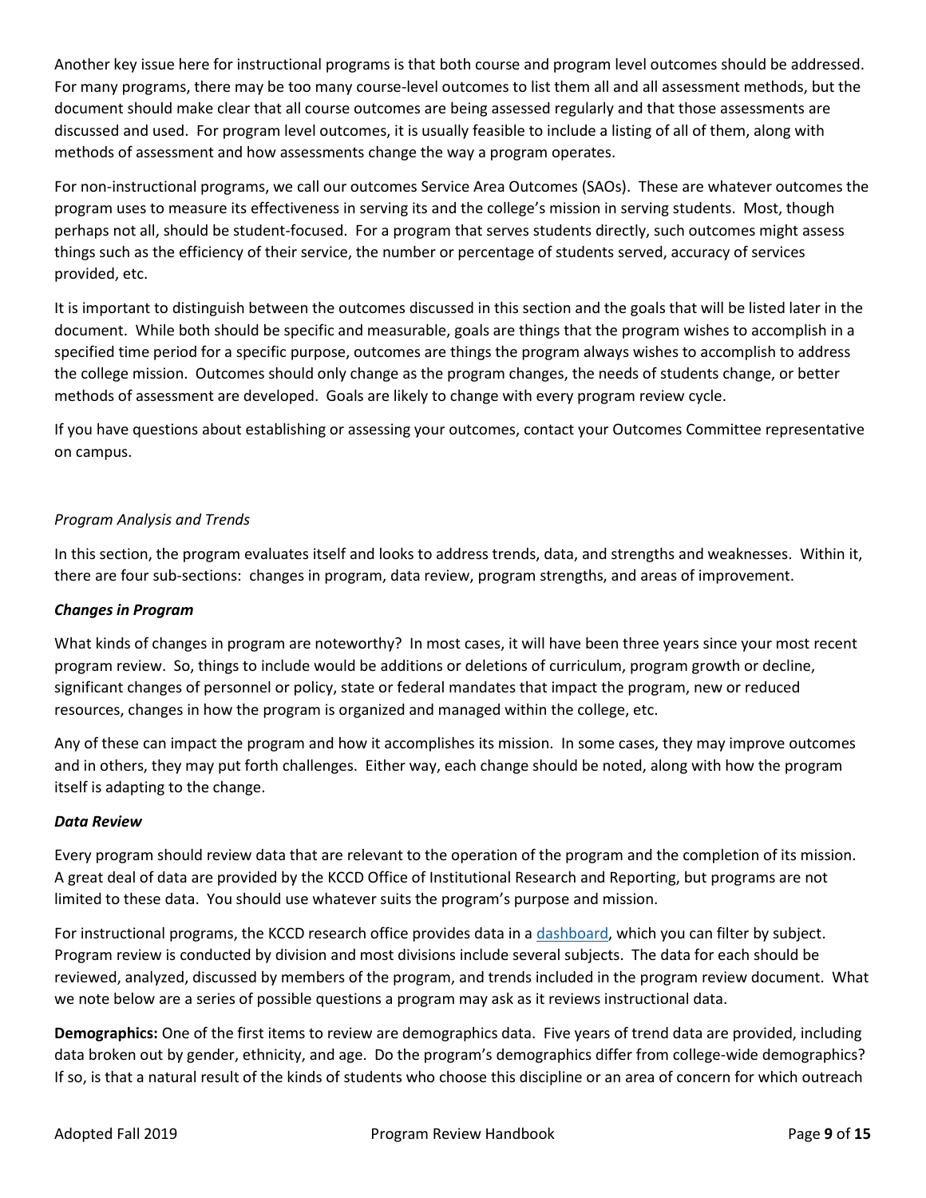Another key issue here for instructional programs is that both course and program level outcomes should be addressed. For many programs, there may be too many course-level outcomes to list them all and all assessment methods, but the document should make clear that all course outcomes are being assessed regularly and that those assessments are discussed and used. For program level outcomes, it is usually feasible to include a listing of all of them, along with methods of assessment and how assessments change the way a program operates.

For non-instructional programs, we call our outcomes Service Area Outcomes (SAOs). These are whatever outcomes the program uses to measure its effectiveness in serving its and the college's mission in serving students. Most, though perhaps not all, should be student-focused. For a program that serves students directly, such outcomes might assess things such as the efficiency of their service, the number or percentage of students served, accuracy of services provided, etc.

It is important to distinguish between the outcomes discussed in this section and the goals that will be listed later in the document. While both should be specific and measurable, goals are things that the program wishes to accomplish in a specified time period for a specific purpose, outcomes are things the program always wishes to accomplish to address the college mission. Outcomes should only change as the program changes, the needs of students change, or better methods of assessment are developed. Goals are likely to change with every program review cycle.

If you have questions about establishing or assessing your outcomes, contact your Outcomes Committee representative on campus.

*Program Analysis and Trends*

In this section, the program evaluates itself and looks to address trends, data, and strengths and weaknesses. Within it, there are four sub-sections: changes in program, data review, program strengths, and areas of improvement.

***Changes in Program***

What kinds of changes in program are noteworthy? In most cases, it will have been three years since your most recent program review. So, things to include would be additions or deletions of curriculum, program growth or decline, significant changes of personnel or policy, state or federal mandates that impact the program, new or reduced resources, changes in how the program is organized and managed within the college, etc.

Any of these can impact the program and how it accomplishes its mission. In some cases, they may improve outcomes and in others, they may put forth challenges. Either way, each change should be noted, along with how the program itself is adapting to the change.

***Data Review***

Every program should review data that are relevant to the operation of the program and the completion of its mission. A great deal of data are provided by the KCCD Office of Institutional Research and Reporting, but programs are not limited to these data. You should use whatever suits the program's purpose and mission.

For instructional programs, the KCCD research office provides data in a dashboard, which you can filter by subject. Program review is conducted by division and most divisions include several subjects. The data for each should be reviewed, analyzed, discussed by members of the program, and trends included in the program review document. What we note below are a series of possible questions a program may ask as it reviews instructional data.

**Demographics:** One of the first items to review are demographics data. Five years of trend data are provided, including data broken out by gender, ethnicity, and age. Do the program's demographics differ from college-wide demographics? If so, is that a natural result of the kinds of students who choose this discipline or an area of concern for which outreach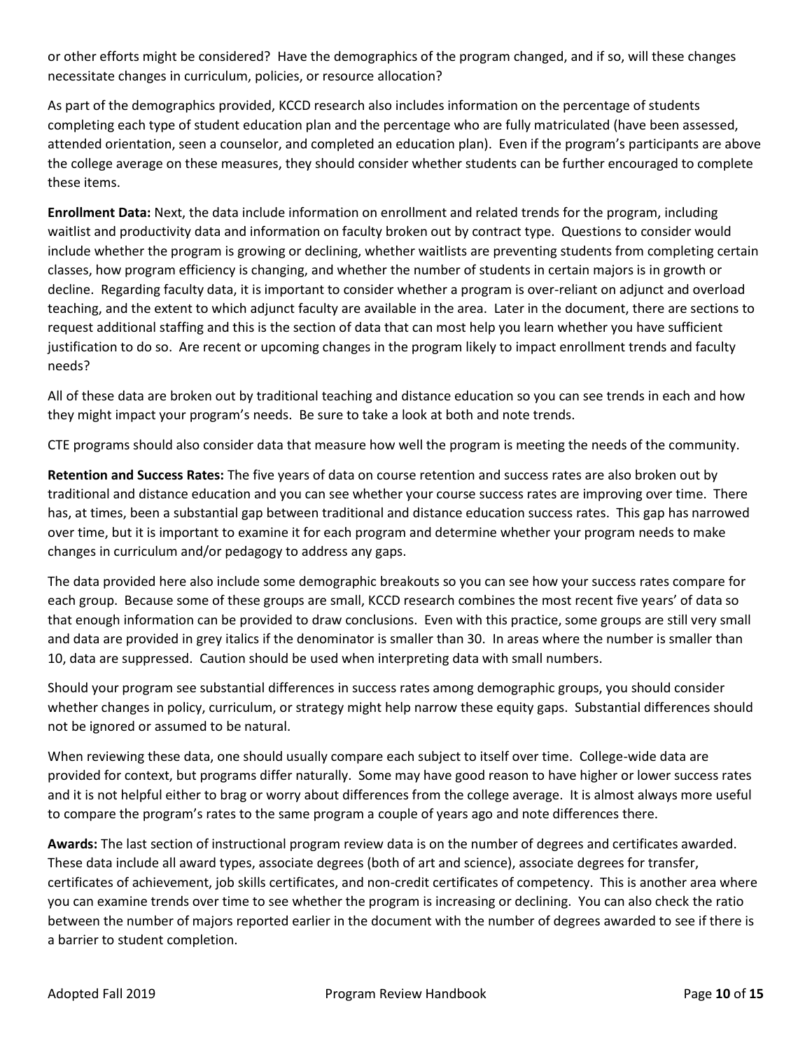or other efforts might be considered? Have the demographics of the program changed, and if so, will these changes necessitate changes in curriculum, policies, or resource allocation?

As part of the demographics provided, KCCD research also includes information on the percentage of students completing each type of student education plan and the percentage who are fully matriculated (have been assessed, attended orientation, seen a counselor, and completed an education plan). Even if the program's participants are above the college average on these measures, they should consider whether students can be further encouraged to complete these items.

**Enrollment Data:** Next, the data include information on enrollment and related trends for the program, including waitlist and productivity data and information on faculty broken out by contract type. Questions to consider would include whether the program is growing or declining, whether waitlists are preventing students from completing certain classes, how program efficiency is changing, and whether the number of students in certain majors is in growth or decline. Regarding faculty data, it is important to consider whether a program is over-reliant on adjunct and overload teaching, and the extent to which adjunct faculty are available in the area. Later in the document, there are sections to request additional staffing and this is the section of data that can most help you learn whether you have sufficient justification to do so. Are recent or upcoming changes in the program likely to impact enrollment trends and faculty needs?

All of these data are broken out by traditional teaching and distance education so you can see trends in each and how they might impact your program's needs. Be sure to take a look at both and note trends.

CTE programs should also consider data that measure how well the program is meeting the needs of the community.

**Retention and Success Rates:** The five years of data on course retention and success rates are also broken out by traditional and distance education and you can see whether your course success rates are improving over time. There has, at times, been a substantial gap between traditional and distance education success rates. This gap has narrowed over time, but it is important to examine it for each program and determine whether your program needs to make changes in curriculum and/or pedagogy to address any gaps.

The data provided here also include some demographic breakouts so you can see how your success rates compare for each group. Because some of these groups are small, KCCD research combines the most recent five years' of data so that enough information can be provided to draw conclusions. Even with this practice, some groups are still very small and data are provided in grey italics if the denominator is smaller than 30. In areas where the number is smaller than 10, data are suppressed. Caution should be used when interpreting data with small numbers.

Should your program see substantial differences in success rates among demographic groups, you should consider whether changes in policy, curriculum, or strategy might help narrow these equity gaps. Substantial differences should not be ignored or assumed to be natural.

When reviewing these data, one should usually compare each subject to itself over time. College-wide data are provided for context, but programs differ naturally. Some may have good reason to have higher or lower success rates and it is not helpful either to brag or worry about differences from the college average. It is almost always more useful to compare the program's rates to the same program a couple of years ago and note differences there.

**Awards:** The last section of instructional program review data is on the number of degrees and certificates awarded. These data include all award types, associate degrees (both of art and science), associate degrees for transfer, certificates of achievement, job skills certificates, and non-credit certificates of competency. This is another area where you can examine trends over time to see whether the program is increasing or declining. You can also check the ratio between the number of majors reported earlier in the document with the number of degrees awarded to see if there is a barrier to student completion.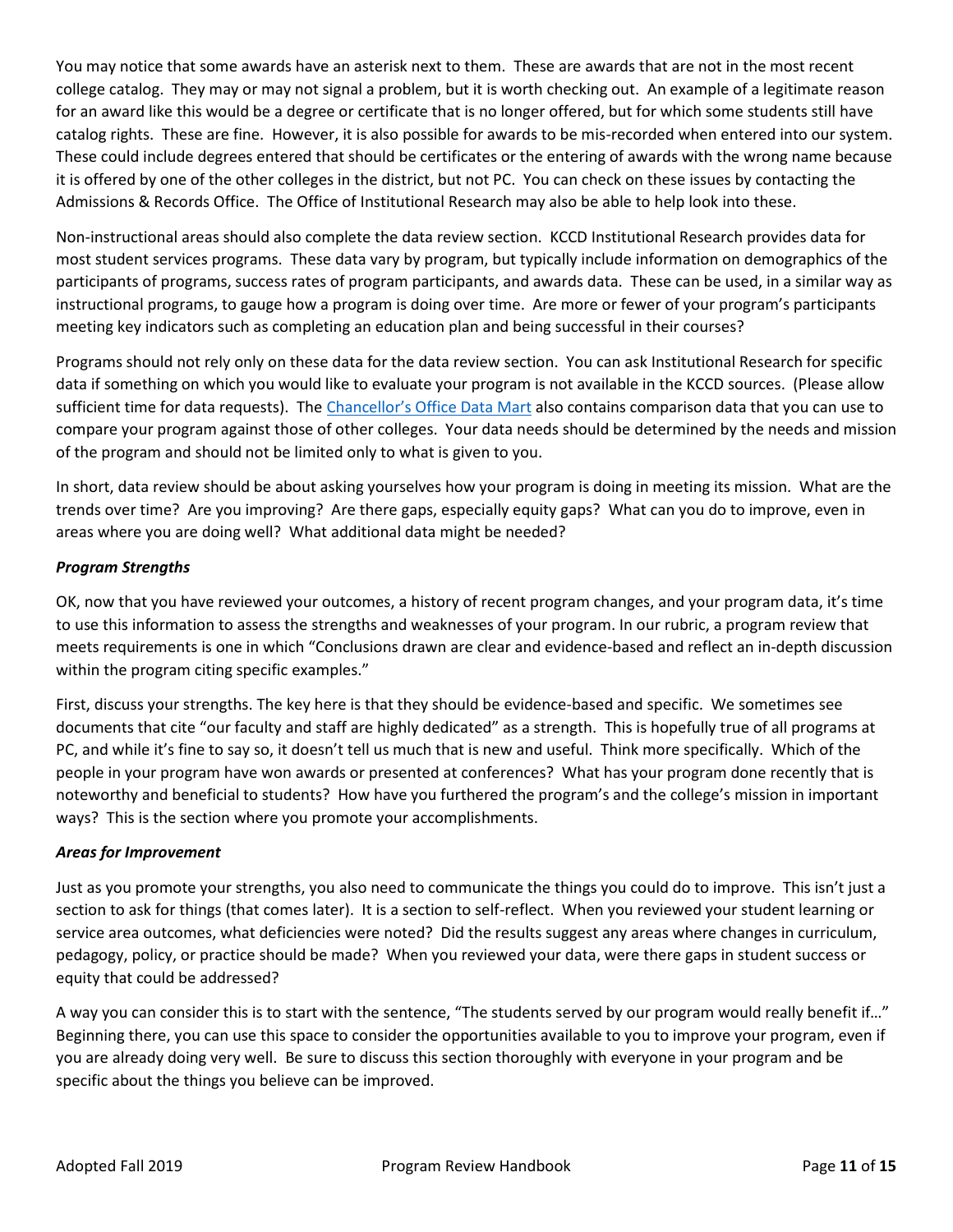You may notice that some awards have an asterisk next to them. These are awards that are not in the most recent college catalog. They may or may not signal a problem, but it is worth checking out. An example of a legitimate reason for an award like this would be a degree or certificate that is no longer offered, but for which some students still have catalog rights. These are fine. However, it is also possible for awards to be mis-recorded when entered into our system. These could include degrees entered that should be certificates or the entering of awards with the wrong name because it is offered by one of the other colleges in the district, but not PC. You can check on these issues by contacting the Admissions & Records Office. The Office of Institutional Research may also be able to help look into these.

Non-instructional areas should also complete the data review section. KCCD Institutional Research provides data for most student services programs. These data vary by program, but typically include information on demographics of the participants of programs, success rates of program participants, and awards data. These can be used, in a similar way as instructional programs, to gauge how a program is doing over time. Are more or fewer of your program's participants meeting key indicators such as completing an education plan and being successful in their courses?

Programs should not rely only on these data for the data review section. You can ask Institutional Research for specific data if something on which you would like to evaluate your program is not available in the KCCD sources. (Please allow sufficient time for data requests). The Chancellor's Office Data Mart also contains comparison data that you can use to compare your program against those of other colleges. Your data needs should be determined by the needs and mission of the program and should not be limited only to what is given to you.

In short, data review should be about asking yourselves how your program is doing in meeting its mission. What are the trends over time? Are you improving? Are there gaps, especially equity gaps? What can you do to improve, even in areas where you are doing well? What additional data might be needed?

### *Program Strengths*

OK, now that you have reviewed your outcomes, a history of recent program changes, and your program data, it's time to use this information to assess the strengths and weaknesses of your program. In our rubric, a program review that meets requirements is one in which "Conclusions drawn are clear and evidence-based and reflect an in-depth discussion within the program citing specific examples."

First, discuss your strengths. The key here is that they should be evidence-based and specific. We sometimes see documents that cite "our faculty and staff are highly dedicated" as a strength. This is hopefully true of all programs at PC, and while it's fine to say so, it doesn't tell us much that is new and useful. Think more specifically. Which of the people in your program have won awards or presented at conferences? What has your program done recently that is noteworthy and beneficial to students? How have you furthered the program's and the college's mission in important ways? This is the section where you promote your accomplishments.

### *Areas for Improvement*

Just as you promote your strengths, you also need to communicate the things you could do to improve. This isn't just a section to ask for things (that comes later). It is a section to self-reflect. When you reviewed your student learning or service area outcomes, what deficiencies were noted? Did the results suggest any areas where changes in curriculum, pedagogy, policy, or practice should be made? When you reviewed your data, were there gaps in student success or equity that could be addressed?

A way you can consider this is to start with the sentence, "The students served by our program would really benefit if…" Beginning there, you can use this space to consider the opportunities available to you to improve your program, even if you are already doing very well. Be sure to discuss this section thoroughly with everyone in your program and be specific about the things you believe can be improved.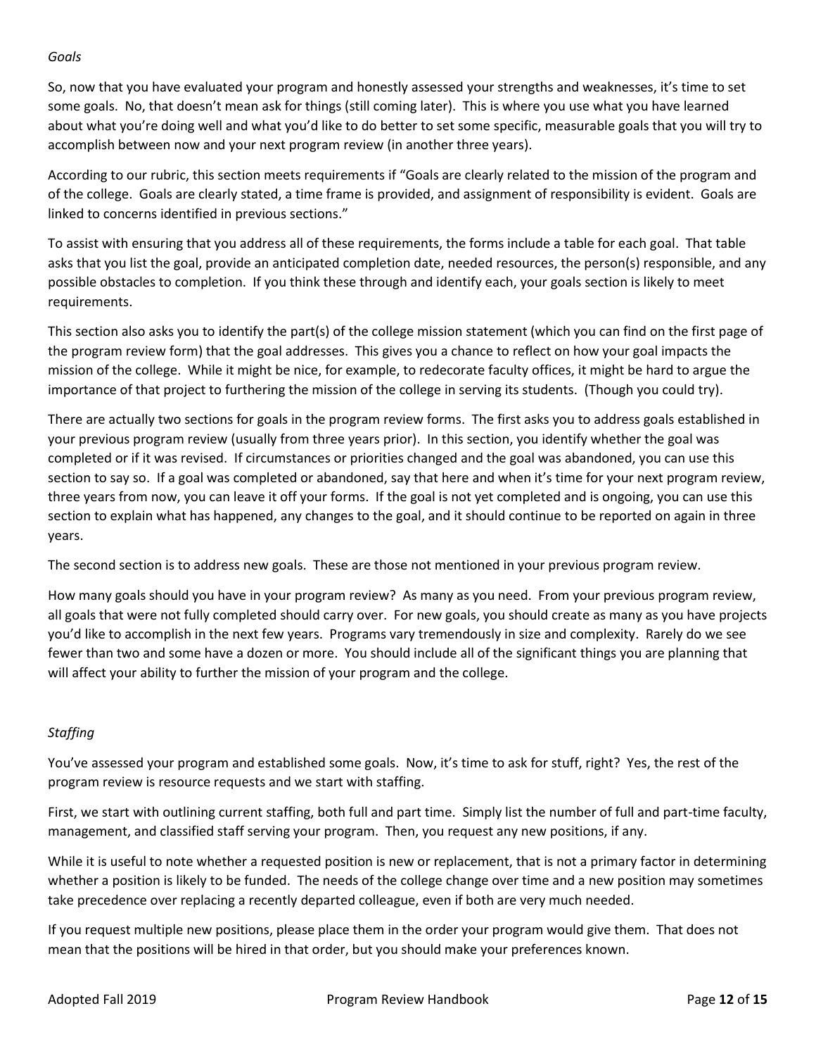*Goals*

So, now that you have evaluated your program and honestly assessed your strengths and weaknesses, it's time to set some goals. No, that doesn't mean ask for things (still coming later). This is where you use what you have learned about what you're doing well and what you'd like to do better to set some specific, measurable goals that you will try to accomplish between now and your next program review (in another three years).

According to our rubric, this section meets requirements if "Goals are clearly related to the mission of the program and of the college. Goals are clearly stated, a time frame is provided, and assignment of responsibility is evident. Goals are linked to concerns identified in previous sections."

To assist with ensuring that you address all of these requirements, the forms include a table for each goal. That table asks that you list the goal, provide an anticipated completion date, needed resources, the person(s) responsible, and any possible obstacles to completion. If you think these through and identify each, your goals section is likely to meet requirements.

This section also asks you to identify the part(s) of the college mission statement (which you can find on the first page of the program review form) that the goal addresses. This gives you a chance to reflect on how your goal impacts the mission of the college. While it might be nice, for example, to redecorate faculty offices, it might be hard to argue the importance of that project to furthering the mission of the college in serving its students. (Though you could try).

There are actually two sections for goals in the program review forms. The first asks you to address goals established in your previous program review (usually from three years prior). In this section, you identify whether the goal was completed or if it was revised. If circumstances or priorities changed and the goal was abandoned, you can use this section to say so. If a goal was completed or abandoned, say that here and when it's time for your next program review, three years from now, you can leave it off your forms. If the goal is not yet completed and is ongoing, you can use this section to explain what has happened, any changes to the goal, and it should continue to be reported on again in three years.

The second section is to address new goals. These are those not mentioned in your previous program review.

How many goals should you have in your program review? As many as you need. From your previous program review, all goals that were not fully completed should carry over. For new goals, you should create as many as you have projects you'd like to accomplish in the next few years. Programs vary tremendously in size and complexity. Rarely do we see fewer than two and some have a dozen or more. You should include all of the significant things you are planning that will affect your ability to further the mission of your program and the college.

*Staffing*

You've assessed your program and established some goals. Now, it's time to ask for stuff, right? Yes, the rest of the program review is resource requests and we start with staffing.

First, we start with outlining current staffing, both full and part time. Simply list the number of full and part-time faculty, management, and classified staff serving your program. Then, you request any new positions, if any.

While it is useful to note whether a requested position is new or replacement, that is not a primary factor in determining whether a position is likely to be funded. The needs of the college change over time and a new position may sometimes take precedence over replacing a recently departed colleague, even if both are very much needed.

If you request multiple new positions, please place them in the order your program would give them. That does not mean that the positions will be hired in that order, but you should make your preferences known.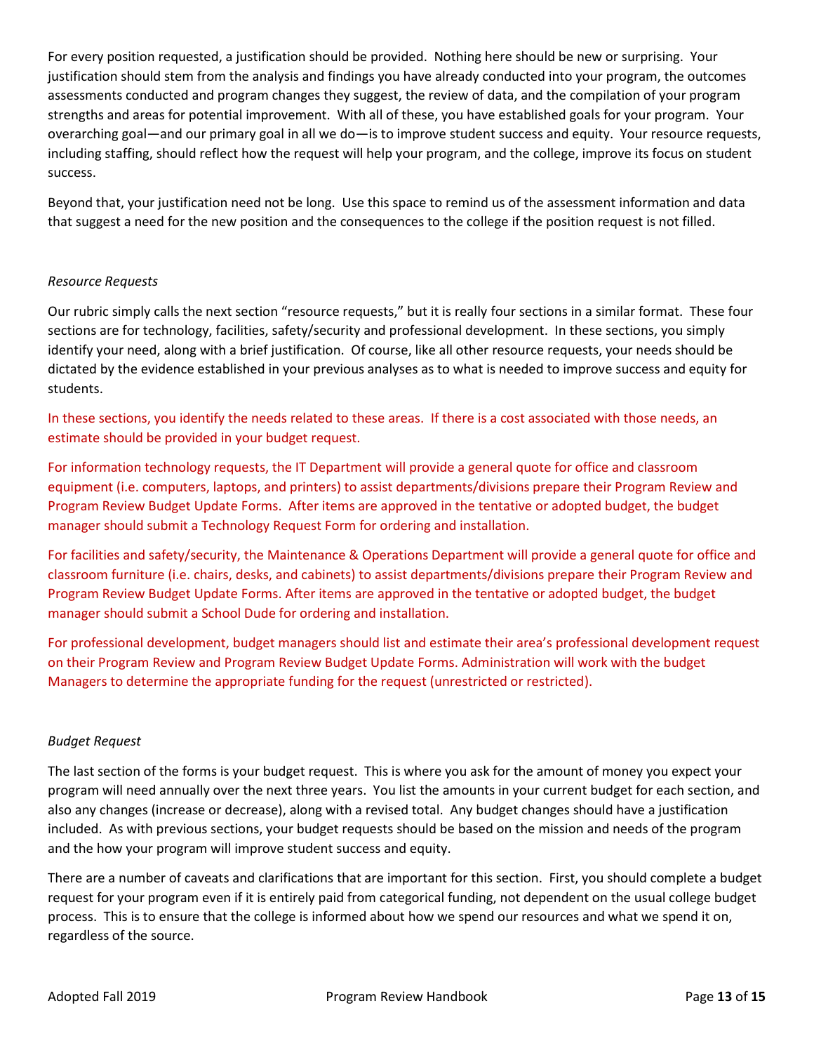For every position requested, a justification should be provided. Nothing here should be new or surprising. Your justification should stem from the analysis and findings you have already conducted into your program, the outcomes assessments conducted and program changes they suggest, the review of data, and the compilation of your program strengths and areas for potential improvement. With all of these, you have established goals for your program. Your overarching goal—and our primary goal in all we do—is to improve student success and equity. Your resource requests, including staffing, should reflect how the request will help your program, and the college, improve its focus on student success.

Beyond that, your justification need not be long. Use this space to remind us of the assessment information and data that suggest a need for the new position and the consequences to the college if the position request is not filled.

*Resource Requests*

Our rubric simply calls the next section "resource requests," but it is really four sections in a similar format. These four sections are for technology, facilities, safety/security and professional development. In these sections, you simply identify your need, along with a brief justification. Of course, like all other resource requests, your needs should be dictated by the evidence established in your previous analyses as to what is needed to improve success and equity for students.

In these sections, you identify the needs related to these areas. If there is a cost associated with those needs, an estimate should be provided in your budget request.

For information technology requests, the IT Department will provide a general quote for office and classroom equipment (i.e. computers, laptops, and printers) to assist departments/divisions prepare their Program Review and Program Review Budget Update Forms. After items are approved in the tentative or adopted budget, the budget manager should submit a Technology Request Form for ordering and installation.

For facilities and safety/security, the Maintenance & Operations Department will provide a general quote for office and classroom furniture (i.e. chairs, desks, and cabinets) to assist departments/divisions prepare their Program Review and Program Review Budget Update Forms. After items are approved in the tentative or adopted budget, the budget manager should submit a School Dude for ordering and installation.

For professional development, budget managers should list and estimate their area's professional development request on their Program Review and Program Review Budget Update Forms. Administration will work with the budget Managers to determine the appropriate funding for the request (unrestricted or restricted).

*Budget Request*

The last section of the forms is your budget request. This is where you ask for the amount of money you expect your program will need annually over the next three years. You list the amounts in your current budget for each section, and also any changes (increase or decrease), along with a revised total. Any budget changes should have a justification included. As with previous sections, your budget requests should be based on the mission and needs of the program and the how your program will improve student success and equity.

There are a number of caveats and clarifications that are important for this section. First, you should complete a budget request for your program even if it is entirely paid from categorical funding, not dependent on the usual college budget process. This is to ensure that the college is informed about how we spend our resources and what we spend it on, regardless of the source.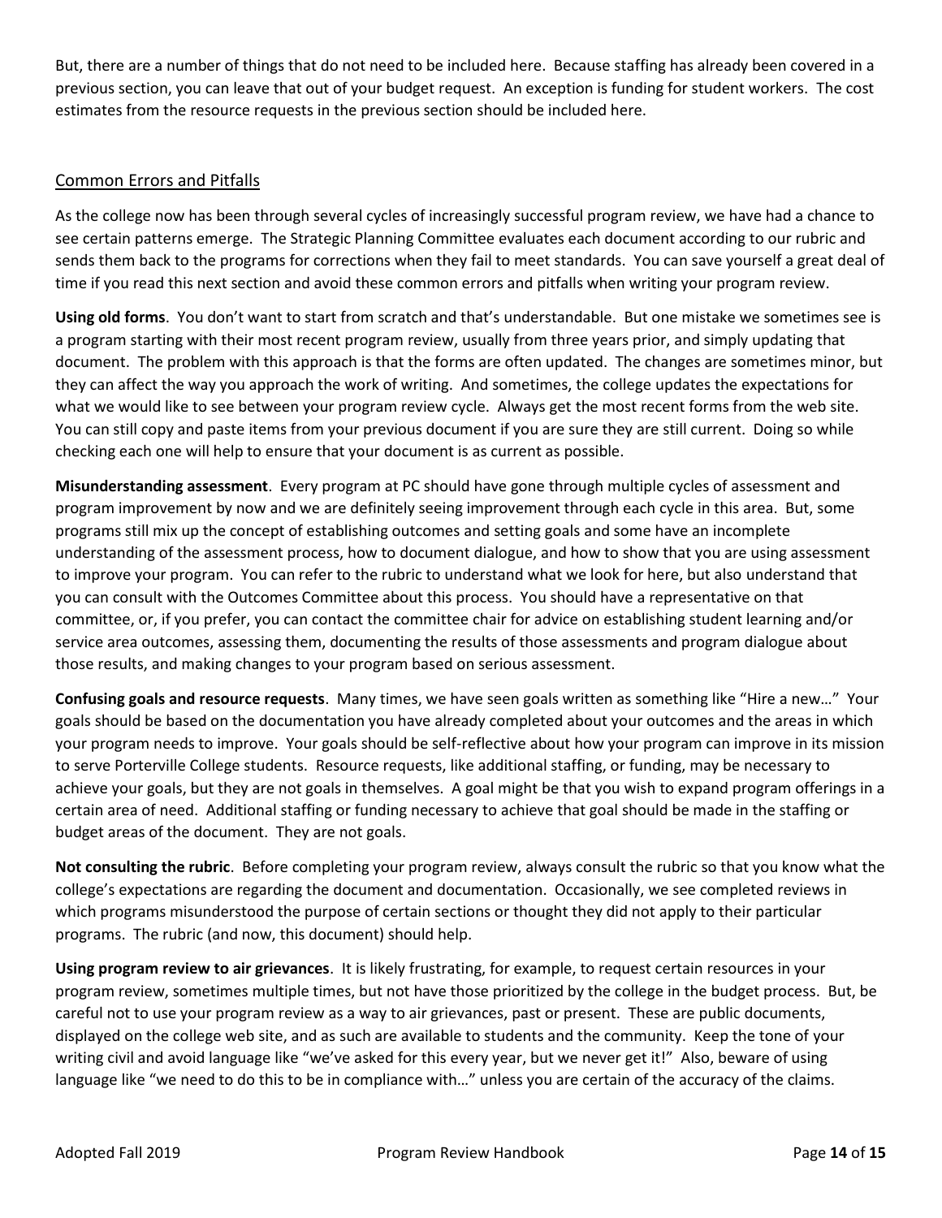But, there are a number of things that do not need to be included here. Because staffing has already been covered in a previous section, you can leave that out of your budget request. An exception is funding for student workers. The cost estimates from the resource requests in the previous section should be included here.

## Common Errors and Pitfalls

As the college now has been through several cycles of increasingly successful program review, we have had a chance to see certain patterns emerge. The Strategic Planning Committee evaluates each document according to our rubric and sends them back to the programs for corrections when they fail to meet standards. You can save yourself a great deal of time if you read this next section and avoid these common errors and pitfalls when writing your program review.

**Using old forms**. You don't want to start from scratch and that's understandable. But one mistake we sometimes see is a program starting with their most recent program review, usually from three years prior, and simply updating that document. The problem with this approach is that the forms are often updated. The changes are sometimes minor, but they can affect the way you approach the work of writing. And sometimes, the college updates the expectations for what we would like to see between your program review cycle. Always get the most recent forms from the web site. You can still copy and paste items from your previous document if you are sure they are still current. Doing so while checking each one will help to ensure that your document is as current as possible.

**Misunderstanding assessment**. Every program at PC should have gone through multiple cycles of assessment and program improvement by now and we are definitely seeing improvement through each cycle in this area. But, some programs still mix up the concept of establishing outcomes and setting goals and some have an incomplete understanding of the assessment process, how to document dialogue, and how to show that you are using assessment to improve your program. You can refer to the rubric to understand what we look for here, but also understand that you can consult with the Outcomes Committee about this process. You should have a representative on that committee, or, if you prefer, you can contact the committee chair for advice on establishing student learning and/or service area outcomes, assessing them, documenting the results of those assessments and program dialogue about those results, and making changes to your program based on serious assessment.

**Confusing goals and resource requests**. Many times, we have seen goals written as something like "Hire a new…" Your goals should be based on the documentation you have already completed about your outcomes and the areas in which your program needs to improve. Your goals should be self-reflective about how your program can improve in its mission to serve Porterville College students. Resource requests, like additional staffing, or funding, may be necessary to achieve your goals, but they are not goals in themselves. A goal might be that you wish to expand program offerings in a certain area of need. Additional staffing or funding necessary to achieve that goal should be made in the staffing or budget areas of the document. They are not goals.

**Not consulting the rubric**. Before completing your program review, always consult the rubric so that you know what the college's expectations are regarding the document and documentation. Occasionally, we see completed reviews in which programs misunderstood the purpose of certain sections or thought they did not apply to their particular programs. The rubric (and now, this document) should help.

**Using program review to air grievances**. It is likely frustrating, for example, to request certain resources in your program review, sometimes multiple times, but not have those prioritized by the college in the budget process. But, be careful not to use your program review as a way to air grievances, past or present. These are public documents, displayed on the college web site, and as such are available to students and the community. Keep the tone of your writing civil and avoid language like "we've asked for this every year, but we never get it!" Also, beware of using language like "we need to do this to be in compliance with…" unless you are certain of the accuracy of the claims.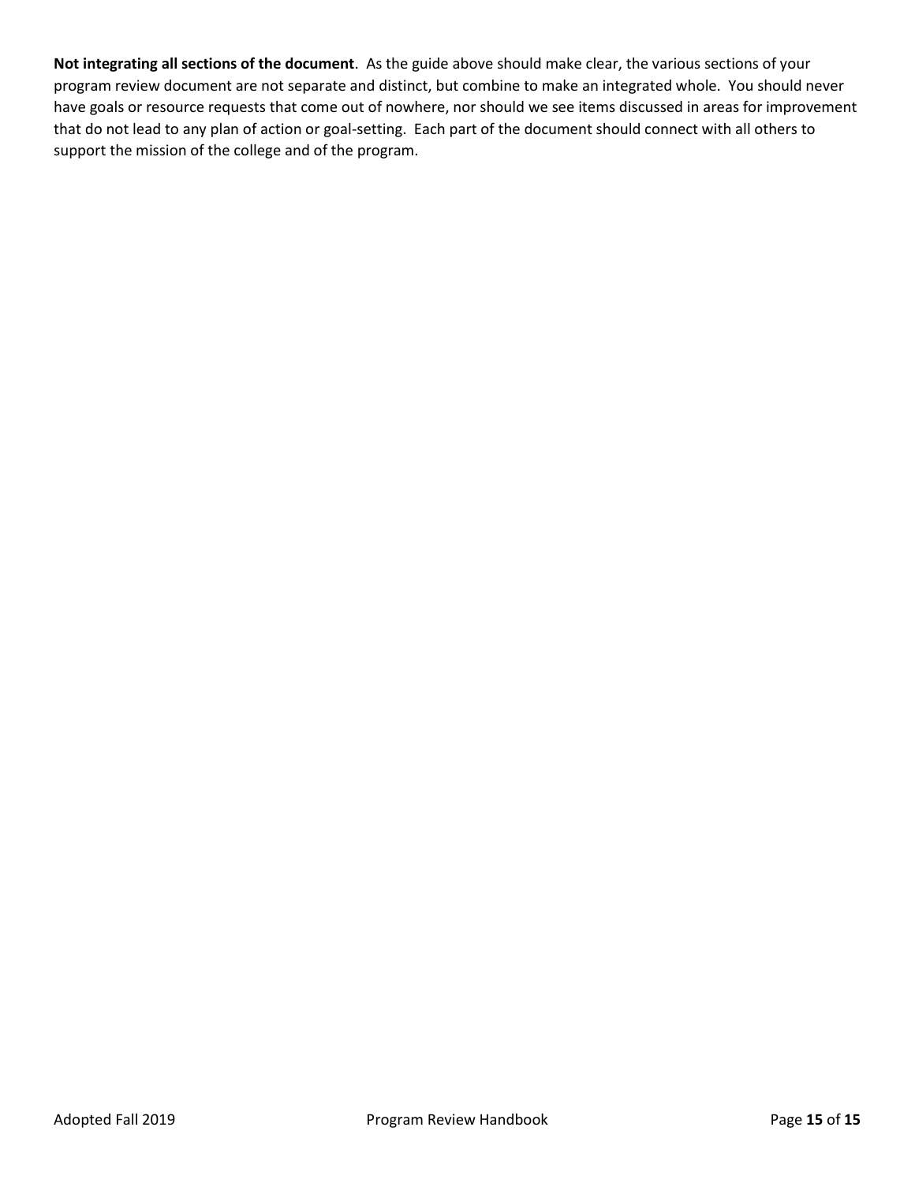**Not integrating all sections of the document**. As the guide above should make clear, the various sections of your program review document are not separate and distinct, but combine to make an integrated whole. You should never have goals or resource requests that come out of nowhere, nor should we see items discussed in areas for improvement that do not lead to any plan of action or goal-setting. Each part of the document should connect with all others to support the mission of the college and of the program.